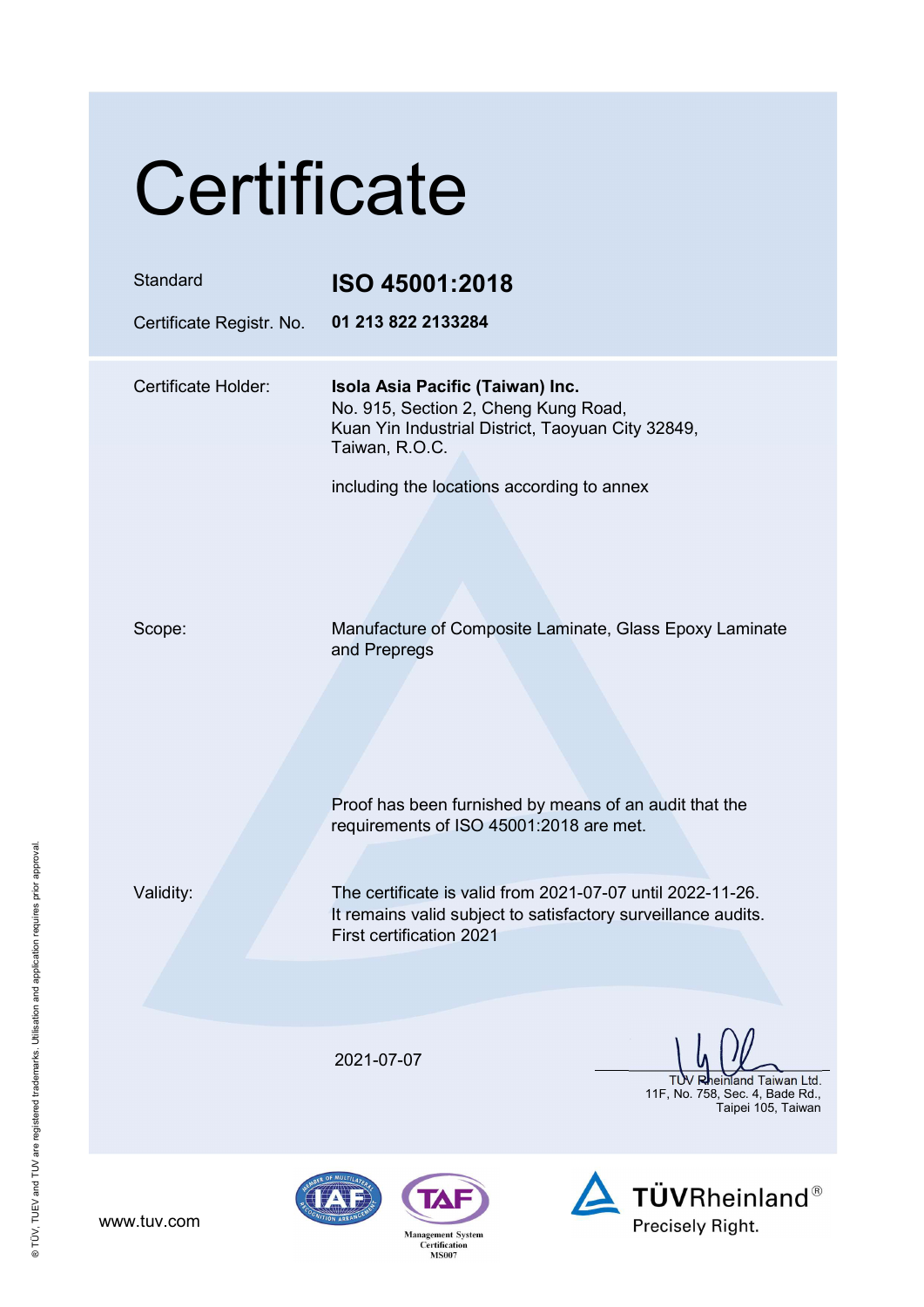# Certificate

| | |
|---|---|
| Standard | **ISO 45001:2018** |
| Certificate Registr. No. | **01 213 822 2133284** |

| | |
|---|---|
| Certificate Holder: | **Isola Asia Pacific (Taiwan) Inc.**<br>No. 915, Section 2, Cheng Kung Road,<br>Kuan Yin Industrial District, Taoyuan City 32849,<br>Taiwan, R.O.C.<br><br>including the locations according to annex |
| Scope: | Manufacture of Composite Laminate, Glass Epoxy Laminate and Prepregs<br><br>Proof has been furnished by means of an audit that the requirements of ISO 45001:2018 are met. |
| Validity: | The certificate is valid from 2021-07-07 until 2022-11-26.<br>It remains valid subject to satisfactory surveillance audits.<br>First certification 2021 |

2021-07-07

TÜV Rheinland Taiwan Ltd.
11F, No. 758, Sec. 4, Bade Rd.,
Taipei 105, Taiwan

www.tuv.com

Management System Certification MS007

TÜVRheinland®
Precisely Right.

® TÜV, TUEV and TUV are registered trademarks. Utilisation and application requires prior approval.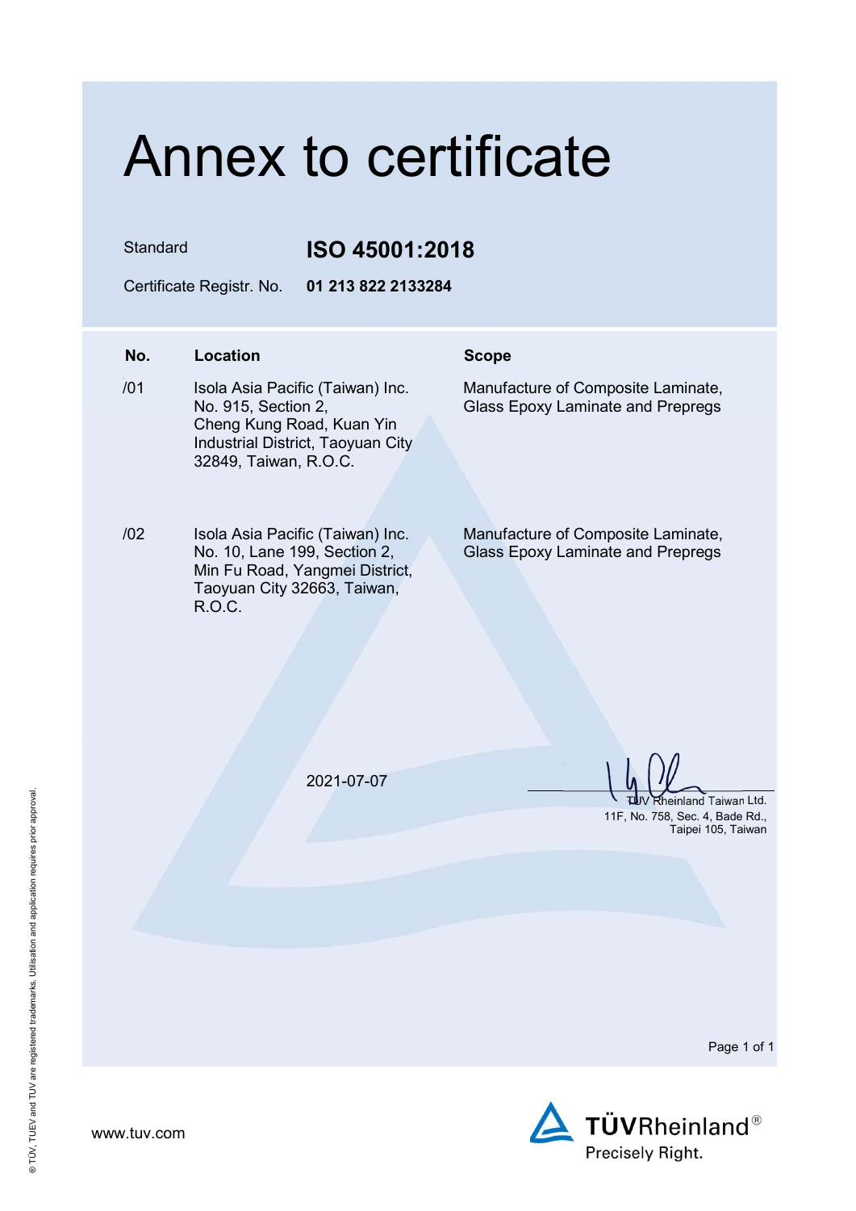# Annex to certificate

Standard **ISO 45001:2018**

Certificate Registr. No. **01 213 822 2133284**

| No. | Location | Scope |
|---|---|---|
| /01 | Isola Asia Pacific (Taiwan) Inc. No. 915, Section 2, Cheng Kung Road, Kuan Yin Industrial District, Taoyuan City 32849, Taiwan, R.O.C. | Manufacture of Composite Laminate, Glass Epoxy Laminate and Prepregs |
| /02 | Isola Asia Pacific (Taiwan) Inc. No. 10, Lane 199, Section 2, Min Fu Road, Yangmei District, Taoyuan City 32663, Taiwan, R.O.C. | Manufacture of Composite Laminate, Glass Epoxy Laminate and Prepregs |

2021-07-07

TÜV Rheinland Taiwan Ltd.
11F, No. 758, Sec. 4, Bade Rd.,
Taipei 105, Taiwan

www.tuv.com

TÜVRheinland®
Precisely Right.

® TÜV, TUEV and TUV are registered trademarks. Utilisation and application requires prior approval.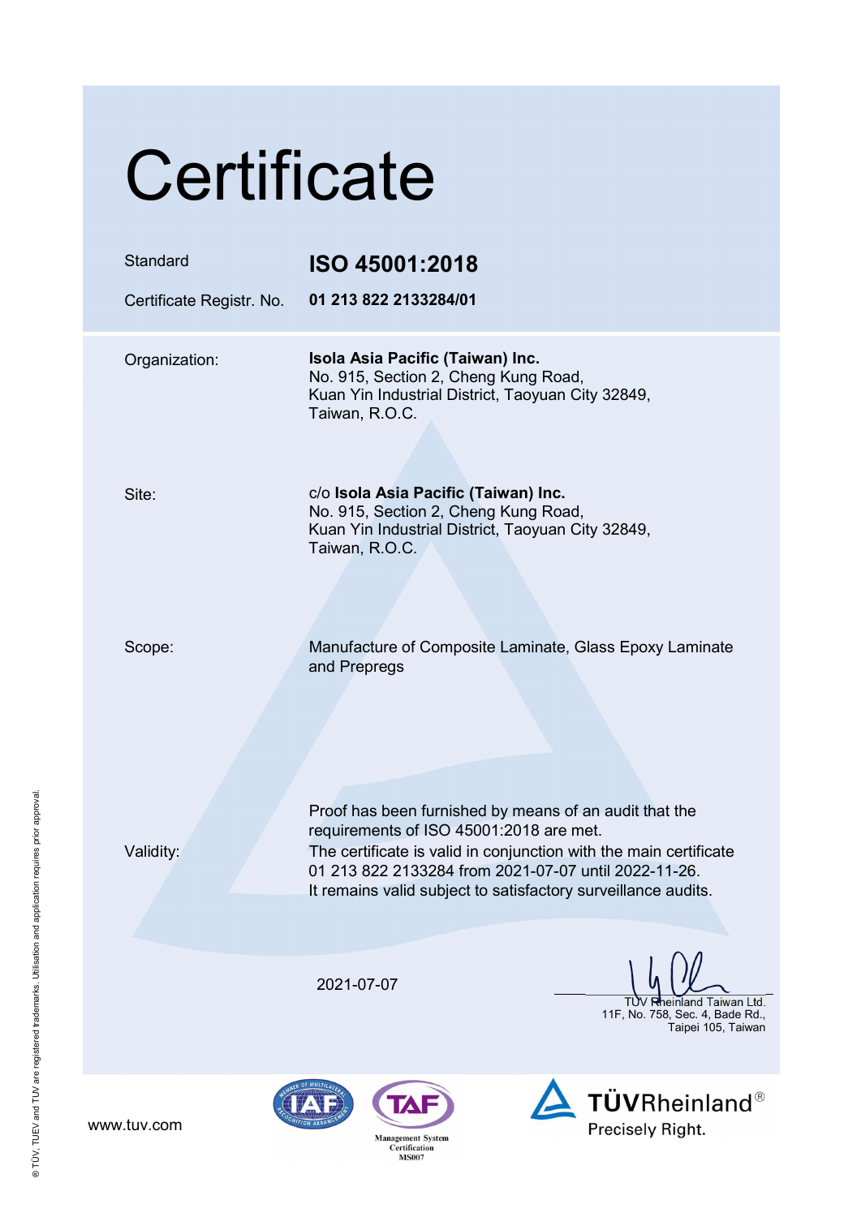# Certificate

| | |
|---|---|
| Standard | **ISO 45001:2018** |
| Certificate Registr. No. | **01 213 822 2133284/01** |

| | |
|---|---|
| Organization: | **Isola Asia Pacific (Taiwan) Inc.**<br>No. 915, Section 2, Cheng Kung Road,<br>Kuan Yin Industrial District, Taoyuan City 32849,<br>Taiwan, R.O.C. |
| Site: | c/o **Isola Asia Pacific (Taiwan) Inc.**<br>No. 915, Section 2, Cheng Kung Road,<br>Kuan Yin Industrial District, Taoyuan City 32849,<br>Taiwan, R.O.C. |
| Scope: | Manufacture of Composite Laminate, Glass Epoxy Laminate and Prepregs |
| Validity: | Proof has been furnished by means of an audit that the requirements of ISO 45001:2018 are met.<br>The certificate is valid in conjunction with the main certificate 01 213 822 2133284 from 2021-07-07 until 2022-11-26.<br>It remains valid subject to satisfactory surveillance audits. |

2021-07-07

TÜV Rheinland Taiwan Ltd.
11F, No. 758, Sec. 4, Bade Rd.,
Taipei 105, Taiwan

www.tuv.com

Management System Certification MS007

TÜVRheinland®
Precisely Right.

® TÜV, TUEV and TUV are registered trademarks. Utilisation and application requires prior approval.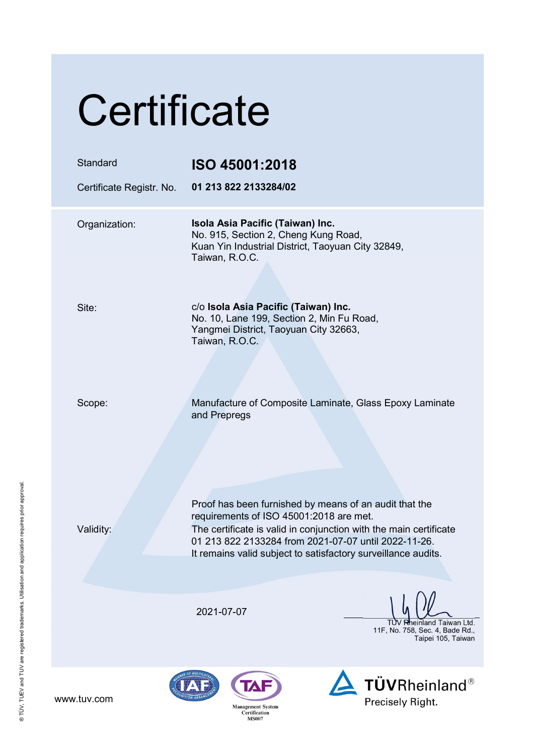# Certificate

| | |
|---|---|
| Standard | **ISO 45001:2018** |
| Certificate Registr. No. | **01 213 822 2133284/02** |

Organization: **Isola Asia Pacific (Taiwan) Inc.**
No. 915, Section 2, Cheng Kung Road,
Kuan Yin Industrial District, Taoyuan City 32849,
Taiwan, R.O.C.

Site: c/o **Isola Asia Pacific (Taiwan) Inc.**
No. 10, Lane 199, Section 2, Min Fu Road,
Yangmei District, Taoyuan City 32663,
Taiwan, R.O.C.

Scope: Manufacture of Composite Laminate, Glass Epoxy Laminate and Prepregs

Proof has been furnished by means of an audit that the requirements of ISO 45001:2018 are met.

Validity: The certificate is valid in conjunction with the main certificate 01 213 822 2133284 from 2021-07-07 until 2022-11-26.
It remains valid subject to satisfactory surveillance audits.

2021-07-07

TÜV Rheinland Taiwan Ltd.
11F, No. 758, Sec. 4, Bade Rd.,
Taipei 105, Taiwan

www.tuv.com

Management System Certification MS007

TÜVRheinland®
Precisely Right.

® TÜV, TUEV and TUV are registered trademarks. Utilisation and application requires prior approval.